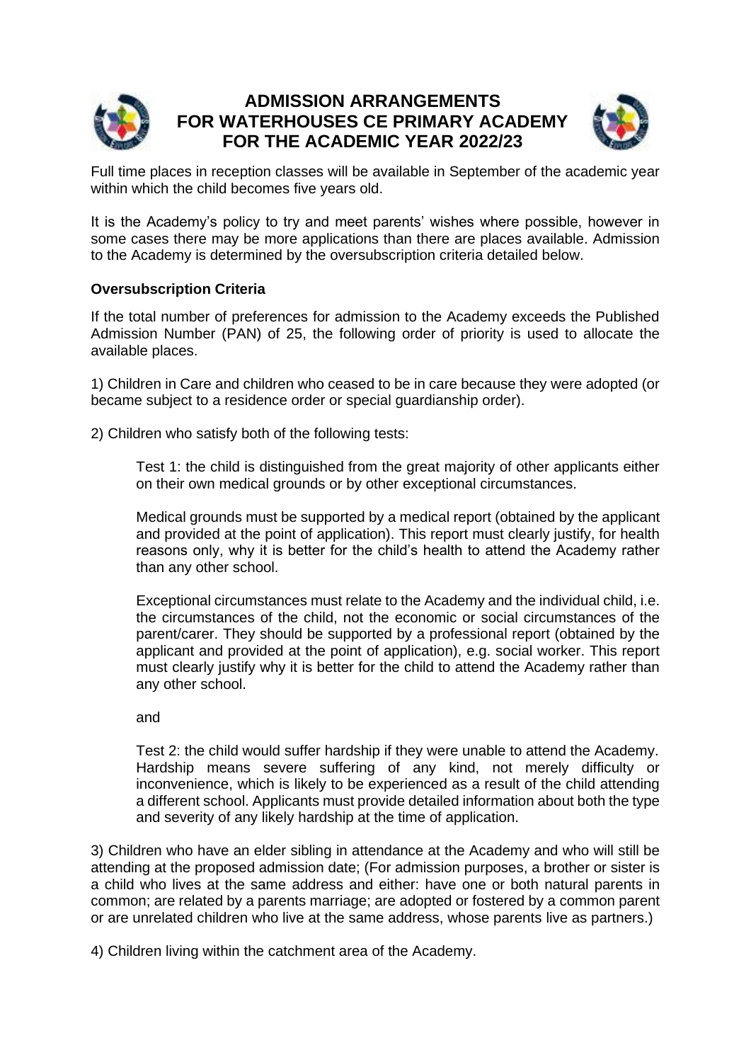# ADMISSION ARRANGEMENTS FOR WATERHOUSES CE PRIMARY ACADEMY FOR THE ACADEMIC YEAR 2022/23

Full time places in reception classes will be available in September of the academic year within which the child becomes five years old.

It is the Academy's policy to try and meet parents' wishes where possible, however in some cases there may be more applications than there are places available. Admission to the Academy is determined by the oversubscription criteria detailed below.

**Oversubscription Criteria**

If the total number of preferences for admission to the Academy exceeds the Published Admission Number (PAN) of 25, the following order of priority is used to allocate the available places.

1) Children in Care and children who ceased to be in care because they were adopted (or became subject to a residence order or special guardianship order).

2) Children who satisfy both of the following tests:

> Test 1: the child is distinguished from the great majority of other applicants either on their own medical grounds or by other exceptional circumstances.
>
> Medical grounds must be supported by a medical report (obtained by the applicant and provided at the point of application). This report must clearly justify, for health reasons only, why it is better for the child's health to attend the Academy rather than any other school.
>
> Exceptional circumstances must relate to the Academy and the individual child, i.e. the circumstances of the child, not the economic or social circumstances of the parent/carer. They should be supported by a professional report (obtained by the applicant and provided at the point of application), e.g. social worker. This report must clearly justify why it is better for the child to attend the Academy rather than any other school.
>
> and
>
> Test 2: the child would suffer hardship if they were unable to attend the Academy. Hardship means severe suffering of any kind, not merely difficulty or inconvenience, which is likely to be experienced as a result of the child attending a different school. Applicants must provide detailed information about both the type and severity of any likely hardship at the time of application.

3) Children who have an elder sibling in attendance at the Academy and who will still be attending at the proposed admission date; (For admission purposes, a brother or sister is a child who lives at the same address and either: have one or both natural parents in common; are related by a parents marriage; are adopted or fostered by a common parent or are unrelated children who live at the same address, whose parents live as partners.)

4) Children living within the catchment area of the Academy.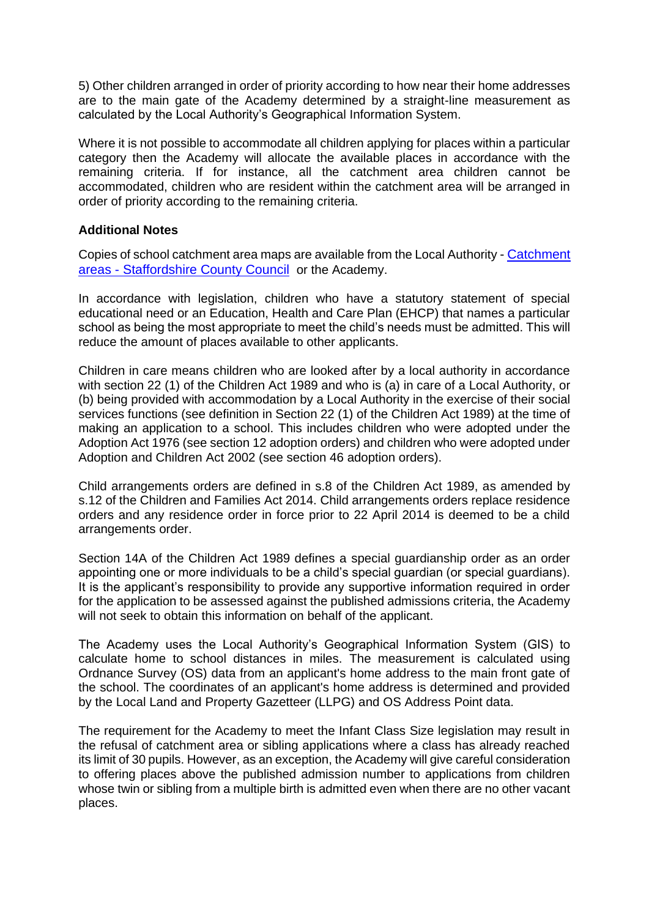5) Other children arranged in order of priority according to how near their home addresses are to the main gate of the Academy determined by a straight-line measurement as calculated by the Local Authority's Geographical Information System.

Where it is not possible to accommodate all children applying for places within a particular category then the Academy will allocate the available places in accordance with the remaining criteria. If for instance, all the catchment area children cannot be accommodated, children who are resident within the catchment area will be arranged in order of priority according to the remaining criteria.

**Additional Notes**

Copies of school catchment area maps are available from the Local Authority - [Catchment areas - Staffordshire County Council] or the Academy.

In accordance with legislation, children who have a statutory statement of special educational need or an Education, Health and Care Plan (EHCP) that names a particular school as being the most appropriate to meet the child's needs must be admitted. This will reduce the amount of places available to other applicants.

Children in care means children who are looked after by a local authority in accordance with section 22 (1) of the Children Act 1989 and who is (a) in care of a Local Authority, or (b) being provided with accommodation by a Local Authority in the exercise of their social services functions (see definition in Section 22 (1) of the Children Act 1989) at the time of making an application to a school. This includes children who were adopted under the Adoption Act 1976 (see section 12 adoption orders) and children who were adopted under Adoption and Children Act 2002 (see section 46 adoption orders).

Child arrangements orders are defined in s.8 of the Children Act 1989, as amended by s.12 of the Children and Families Act 2014. Child arrangements orders replace residence orders and any residence order in force prior to 22 April 2014 is deemed to be a child arrangements order.

Section 14A of the Children Act 1989 defines a special guardianship order as an order appointing one or more individuals to be a child's special guardian (or special guardians). It is the applicant's responsibility to provide any supportive information required in order for the application to be assessed against the published admissions criteria, the Academy will not seek to obtain this information on behalf of the applicant.

The Academy uses the Local Authority's Geographical Information System (GIS) to calculate home to school distances in miles. The measurement is calculated using Ordnance Survey (OS) data from an applicant's home address to the main front gate of the school. The coordinates of an applicant's home address is determined and provided by the Local Land and Property Gazetteer (LLPG) and OS Address Point data.

The requirement for the Academy to meet the Infant Class Size legislation may result in the refusal of catchment area or sibling applications where a class has already reached its limit of 30 pupils. However, as an exception, the Academy will give careful consideration to offering places above the published admission number to applications from children whose twin or sibling from a multiple birth is admitted even when there are no other vacant places.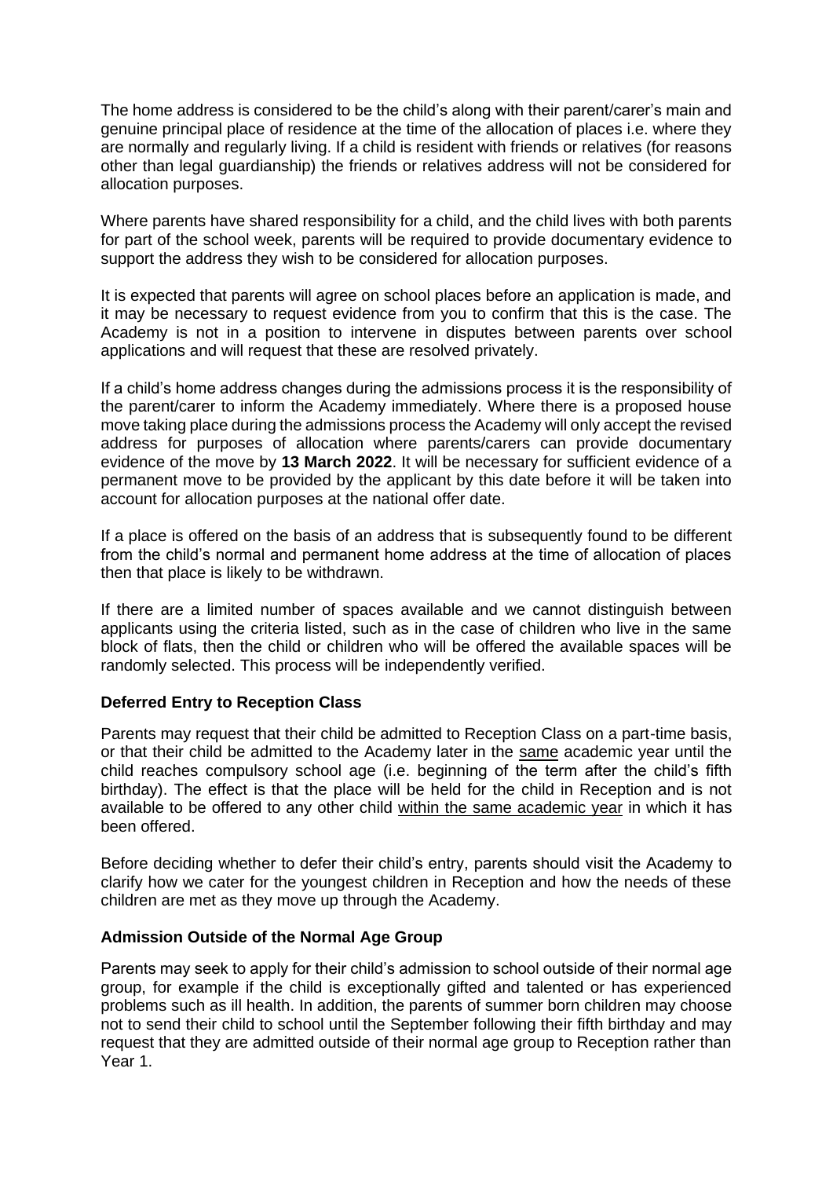The home address is considered to be the child's along with their parent/carer's main and genuine principal place of residence at the time of the allocation of places i.e. where they are normally and regularly living. If a child is resident with friends or relatives (for reasons other than legal guardianship) the friends or relatives address will not be considered for allocation purposes.

Where parents have shared responsibility for a child, and the child lives with both parents for part of the school week, parents will be required to provide documentary evidence to support the address they wish to be considered for allocation purposes.

It is expected that parents will agree on school places before an application is made, and it may be necessary to request evidence from you to confirm that this is the case. The Academy is not in a position to intervene in disputes between parents over school applications and will request that these are resolved privately.

If a child's home address changes during the admissions process it is the responsibility of the parent/carer to inform the Academy immediately. Where there is a proposed house move taking place during the admissions process the Academy will only accept the revised address for purposes of allocation where parents/carers can provide documentary evidence of the move by **13 March 2022**. It will be necessary for sufficient evidence of a permanent move to be provided by the applicant by this date before it will be taken into account for allocation purposes at the national offer date.

If a place is offered on the basis of an address that is subsequently found to be different from the child's normal and permanent home address at the time of allocation of places then that place is likely to be withdrawn.

If there are a limited number of spaces available and we cannot distinguish between applicants using the criteria listed, such as in the case of children who live in the same block of flats, then the child or children who will be offered the available spaces will be randomly selected. This process will be independently verified.

**Deferred Entry to Reception Class**

Parents may request that their child be admitted to Reception Class on a part-time basis, or that their child be admitted to the Academy later in the same academic year until the child reaches compulsory school age (i.e. beginning of the term after the child's fifth birthday). The effect is that the place will be held for the child in Reception and is not available to be offered to any other child within the same academic year in which it has been offered.

Before deciding whether to defer their child's entry, parents should visit the Academy to clarify how we cater for the youngest children in Reception and how the needs of these children are met as they move up through the Academy.

**Admission Outside of the Normal Age Group**

Parents may seek to apply for their child's admission to school outside of their normal age group, for example if the child is exceptionally gifted and talented or has experienced problems such as ill health. In addition, the parents of summer born children may choose not to send their child to school until the September following their fifth birthday and may request that they are admitted outside of their normal age group to Reception rather than Year 1.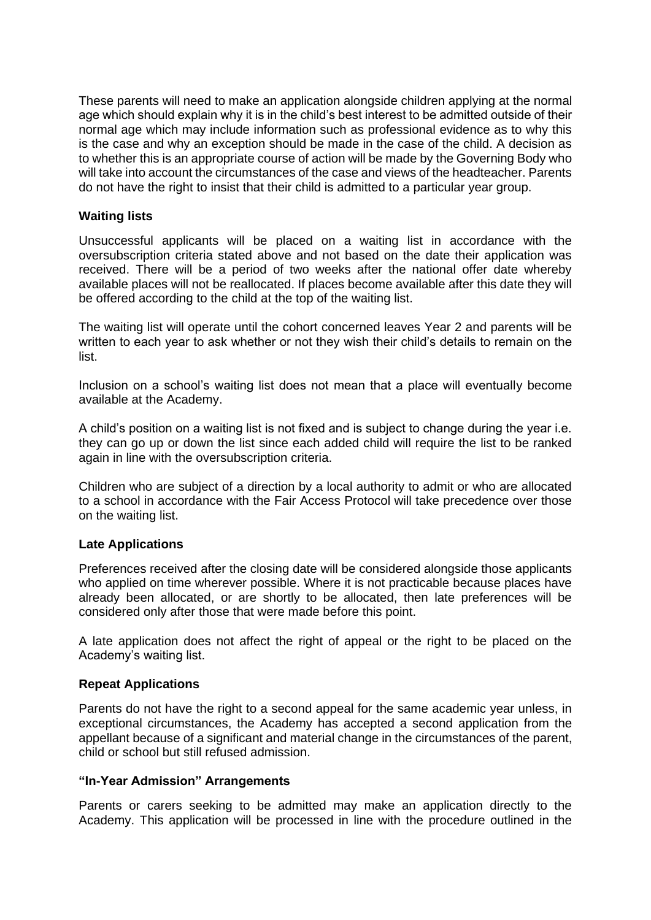These parents will need to make an application alongside children applying at the normal age which should explain why it is in the child's best interest to be admitted outside of their normal age which may include information such as professional evidence as to why this is the case and why an exception should be made in the case of the child. A decision as to whether this is an appropriate course of action will be made by the Governing Body who will take into account the circumstances of the case and views of the headteacher. Parents do not have the right to insist that their child is admitted to a particular year group.

**Waiting lists**

Unsuccessful applicants will be placed on a waiting list in accordance with the oversubscription criteria stated above and not based on the date their application was received. There will be a period of two weeks after the national offer date whereby available places will not be reallocated. If places become available after this date they will be offered according to the child at the top of the waiting list.

The waiting list will operate until the cohort concerned leaves Year 2 and parents will be written to each year to ask whether or not they wish their child's details to remain on the list.

Inclusion on a school's waiting list does not mean that a place will eventually become available at the Academy.

A child's position on a waiting list is not fixed and is subject to change during the year i.e. they can go up or down the list since each added child will require the list to be ranked again in line with the oversubscription criteria.

Children who are subject of a direction by a local authority to admit or who are allocated to a school in accordance with the Fair Access Protocol will take precedence over those on the waiting list.

**Late Applications**

Preferences received after the closing date will be considered alongside those applicants who applied on time wherever possible. Where it is not practicable because places have already been allocated, or are shortly to be allocated, then late preferences will be considered only after those that were made before this point.

A late application does not affect the right of appeal or the right to be placed on the Academy's waiting list.

**Repeat Applications**

Parents do not have the right to a second appeal for the same academic year unless, in exceptional circumstances, the Academy has accepted a second application from the appellant because of a significant and material change in the circumstances of the parent, child or school but still refused admission.

**"In-Year Admission" Arrangements**

Parents or carers seeking to be admitted may make an application directly to the Academy. This application will be processed in line with the procedure outlined in the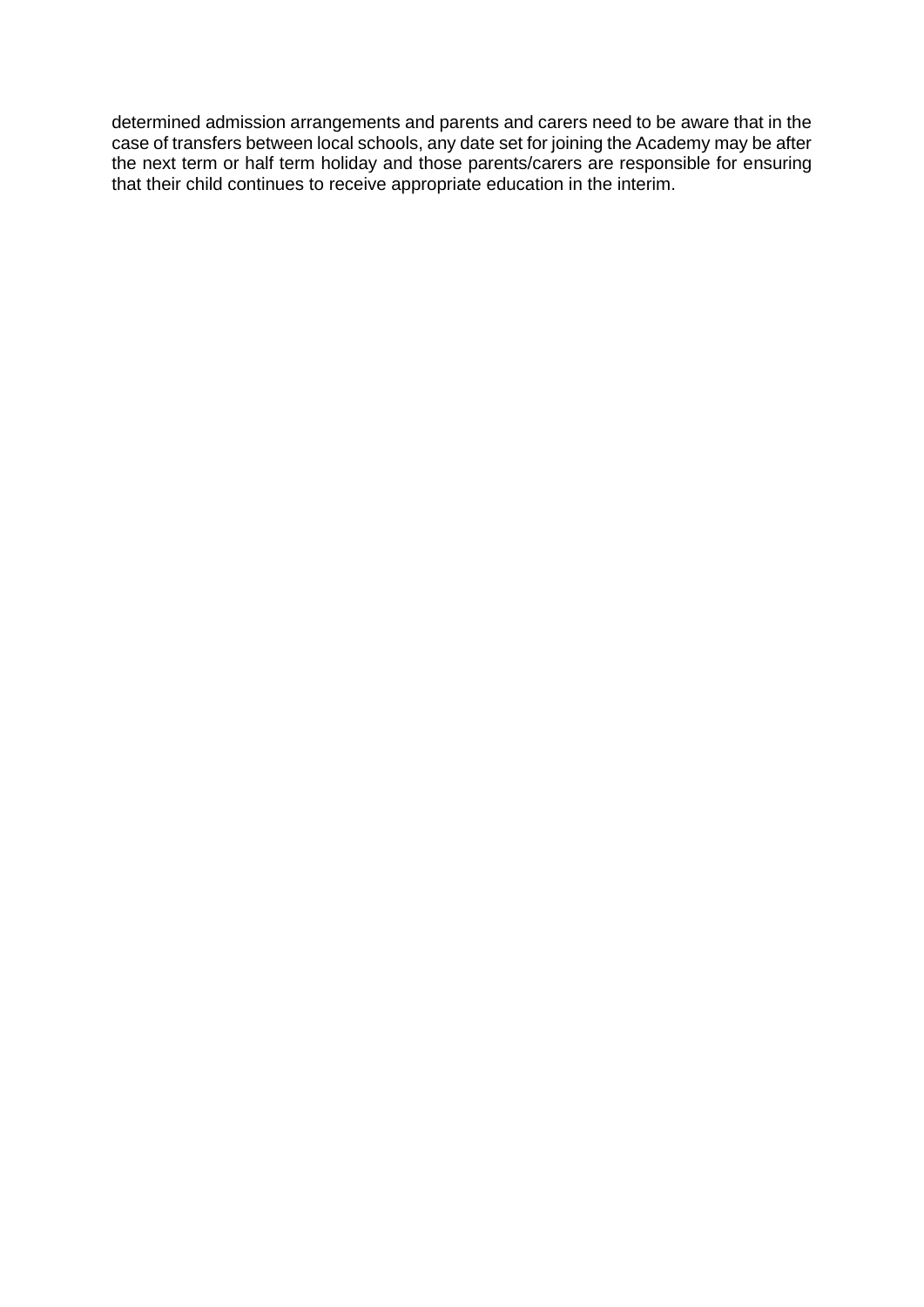determined admission arrangements and parents and carers need to be aware that in the case of transfers between local schools, any date set for joining the Academy may be after the next term or half term holiday and those parents/carers are responsible for ensuring that their child continues to receive appropriate education in the interim.